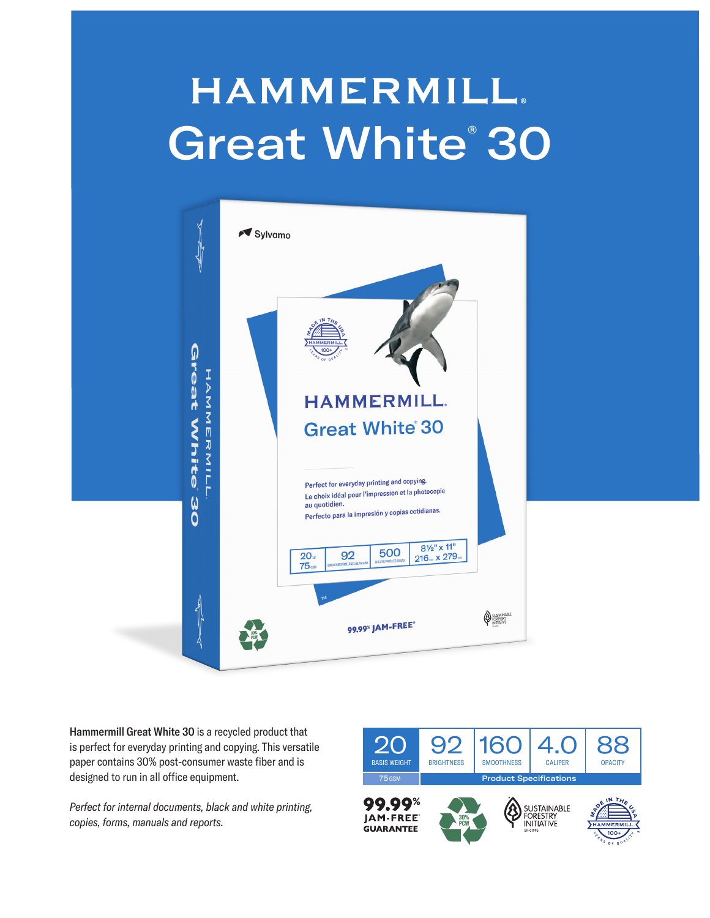# HAMMERMILL
# Great White® 30

**Hammermill Great White 30** is a recycled product that is perfect for everyday printing and copying. This versatile paper contains 30% post-consumer waste fiber and is designed to run in all office equipment.

*Perfect for internal documents, black and white printing, copies, forms, manuals and reports.*

| 20 | 92 | 160 | 4.0 | 88 |
|---|---|---|---|---|
| BASIS WEIGHT | BRIGHTNESS | SMOOTHNESS | CALIPER | OPACITY |
| 75 GSM | Product Specifications | | | |

**99.99% JAM-FREE® GUARANTEE**

30% PCW

SUSTAINABLE FORESTRY INITIATIVE

MADE IN THE USA – HAMMERMILL – 100+ YEARS OF QUALITY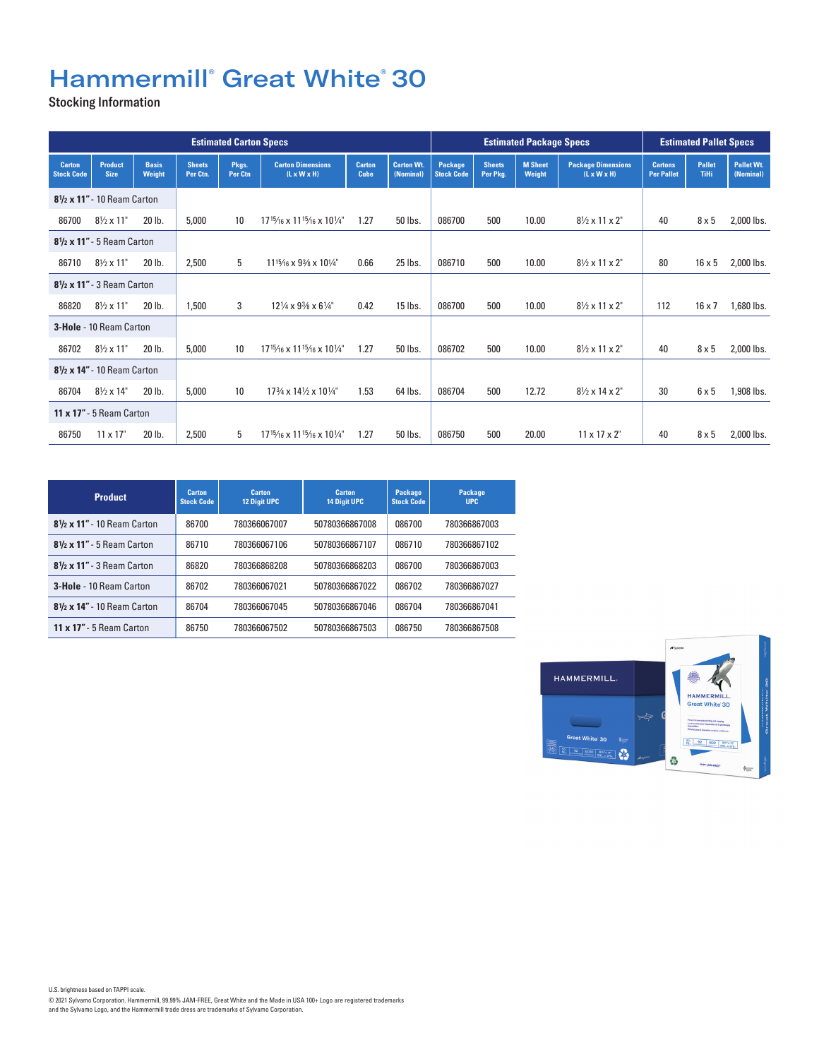# Hammermill® Great White® 30

## Stocking Information

| Estimated Carton Specs | | | | | | | | Estimated Package Specs | | | | Estimated Pallet Specs | | |
|---|---|---|---|---|---|---|---|---|---|---|---|---|---|---|
| Carton Stock Code | Product Size | Basis Weight | Sheets Per Ctn. | Pkgs. Per Ctn | Carton Dimensions (L x W x H) | Carton Cube | Carton Wt. (Nominal) | Package Stock Code | Sheets Per Pkg. | M Sheet Weight | Package Dimensions (L x W x H) | Cartons Per Pallet | Pallet TiHi | Pallet Wt. (Nominal) |
| **8½ x 11"** - 10 Ream Carton | | | | | | | | | | | | | | |
| 86700 | 8½ x 11" | 20 lb. | 5,000 | 10 | 17¹⁵⁄₁₆ x 11¹⁵⁄₁₆ x 10¼" | 1.27 | 50 lbs. | 086700 | 500 | 10.00 | 8½ x 11 x 2" | 40 | 8 x 5 | 2,000 lbs. |
| **8½ x 11"** - 5 Ream Carton | | | | | | | | | | | | | | |
| 86710 | 8½ x 11" | 20 lb. | 2,500 | 5 | 11¹⁵⁄₁₆ x 9⅜ x 10¼" | 0.66 | 25 lbs. | 086710 | 500 | 10.00 | 8½ x 11 x 2" | 80 | 16 x 5 | 2,000 lbs. |
| **8½ x 11"** - 3 Ream Carton | | | | | | | | | | | | | | |
| 86820 | 8½ x 11" | 20 lb. | 1,500 | 3 | 12¼ x 9⅜ x 6¼" | 0.42 | 15 lbs. | 086700 | 500 | 10.00 | 8½ x 11 x 2" | 112 | 16 x 7 | 1,680 lbs. |
| **3-Hole** - 10 Ream Carton | | | | | | | | | | | | | | |
| 86702 | 8½ x 11" | 20 lb. | 5,000 | 10 | 17¹⁵⁄₁₆ x 11¹⁵⁄₁₆ x 10¼" | 1.27 | 50 lbs. | 086702 | 500 | 10.00 | 8½ x 11 x 2" | 40 | 8 x 5 | 2,000 lbs. |
| **8½ x 14"** - 10 Ream Carton | | | | | | | | | | | | | | |
| 86704 | 8½ x 14" | 20 lb. | 5,000 | 10 | 17¾ x 14½ x 10¼" | 1.53 | 64 lbs. | 086704 | 500 | 12.72 | 8½ x 14 x 2" | 30 | 6 x 5 | 1,908 lbs. |
| **11 x 17"** - 5 Ream Carton | | | | | | | | | | | | | | |
| 86750 | 11 x 17" | 20 lb. | 2,500 | 5 | 17¹⁵⁄₁₆ x 11¹⁵⁄₁₆ x 10¼" | 1.27 | 50 lbs. | 086750 | 500 | 20.00 | 11 x 17 x 2" | 40 | 8 x 5 | 2,000 lbs. |

| Product | Carton Stock Code | Carton 12 Digit UPC | Carton 14 Digit UPC | Package Stock Code | Package UPC |
|---|---|---|---|---|---|
| **8½ x 11"** - 10 Ream Carton | 86700 | 780366067007 | 50780366867008 | 086700 | 780366867003 |
| **8½ x 11"** - 5 Ream Carton | 86710 | 780366067106 | 50780366867107 | 086710 | 780366867102 |
| **8½ x 11"** - 3 Ream Carton | 86820 | 780366868208 | 50780366868203 | 086700 | 780366867003 |
| **3-Hole** - 10 Ream Carton | 86702 | 780366067021 | 50780366867022 | 086702 | 780366867027 |
| **8½ x 14"** - 10 Ream Carton | 86704 | 780366067045 | 50780366867046 | 086704 | 780366867041 |
| **11 x 17"** - 5 Ream Carton | 86750 | 780366067502 | 50780366867503 | 086750 | 780366867508 |

U.S. brightness based on TAPPI scale.
© 2021 Sylvamo Corporation. Hammermill, 99.99% JAM-FREE, Great White and the Made in USA 100+ Logo are registered trademarks and the Sylvamo Logo, and the Hammermill trade dress are trademarks of Sylvamo Corporation.